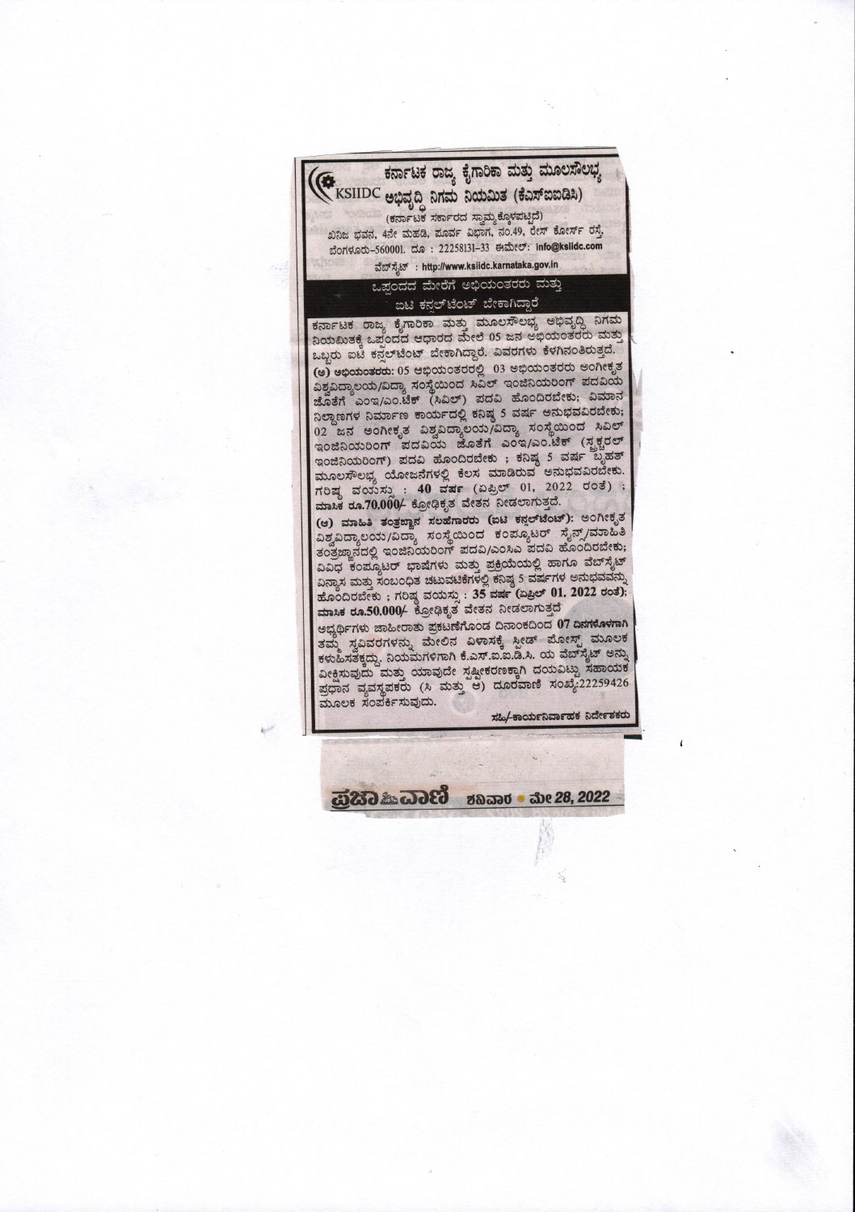# ಕರ್ನಾಟಕ ರಾಜ್ಯ ಕೈಗಾರಿಕಾ ಮತ್ತು ಮೂಲಸೌಲಭ್ಯ ಅಭಿವೃದ್ಧಿ ನಿಗಮ ನಿಯಮಿತ (ಕೆಎಸ್‌ಐಐಡಿಸಿ)

KSIIDC

(ಕರ್ನಾಟಕ ಸರ್ಕಾರದ ಸ್ವಾಮ್ಯಕ್ಕೊಳಪಟ್ಟಿದೆ)

ಖನಿಜ ಭವನ, 4ನೇ ಮಹಡಿ, ಪೂರ್ವ ವಿಭಾಗ, ನಂ.49, ರೇಸ್ ಕೋರ್ಸ್ ರಸ್ತೆ, ಬೆಂಗಳೂರು-560001. ದೂ : 22258131-33 ಈಮೇಲ್: info@ksiidc.com

ವೆಬ್‌ಸೈಟ್ : http://www.ksiidc.karnataka.gov.in

## ಒಪ್ಪಂದದ ಮೇರೆಗೆ ಅಭಿಯಂತರರು ಮತ್ತು ಐಟಿ ಕನ್ಸಲ್‌ಟೆಂಟ್ ಬೇಕಾಗಿದ್ದಾರೆ

ಕರ್ನಾಟಕ ರಾಜ್ಯ ಕೈಗಾರಿಕಾ ಮತ್ತು ಮೂಲಸೌಲಭ್ಯ ಅಭಿವೃದ್ಧಿ ನಿಗಮ ನಿಯಮಿತಕ್ಕೆ ಒಪ್ಪಂದದ ಆಧಾರದ ಮೇಲೆ 05 ಜನ ಅಭಿಯಂತರರು ಮತ್ತು ಒಬ್ಬರು ಐಟಿ ಕನ್ಸಲ್‌ಟೆಂಟ್ ಬೇಕಾಗಿದ್ದಾರೆ. ವಿವರಗಳು ಕೆಳಗಿನಂತಿರುತ್ತದೆ.

**(ಅ) ಅಭಿಯಂತರರು:** 05 ಅಭಿಯಂತರರಲ್ಲಿ 03 ಅಭಿಯಂತರರು ಅಂಗೀಕೃತ ವಿಶ್ವವಿದ್ಯಾಲಯ/ವಿದ್ಯಾ ಸಂಸ್ಥೆಯಿಂದ ಸಿವಿಲ್ ಇಂಜಿನಿಯರಿಂಗ್ ಪದವಿಯ ಜೊತೆಗೆ ಎಂಇ/ಎಂ.ಟೆಕ್ (ಸಿವಿಲ್) ಪದವಿ ಹೊಂದಿರಬೇಕು; ವಿಮಾನ ನಿಲ್ದಾಣಗಳ ನಿರ್ಮಾಣ ಕಾರ್ಯದಲ್ಲಿ ಕನಿಷ್ಠ 5 ವರ್ಷ ಅನುಭವವಿರಬೇಕು; 02 ಜನ ಅಂಗೀಕೃತ ವಿಶ್ವವಿದ್ಯಾಲಯ/ವಿದ್ಯಾ ಸಂಸ್ಥೆಯಿಂದ ಸಿವಿಲ್ ಇಂಜಿನಿಯರಿಂಗ್ ಪದವಿಯ ಜೊತೆಗೆ ಎಂಇ/ಎಂ.ಟೆಕ್ (ಸ್ಟ್ರಕ್ಚರಲ್ ಇಂಜಿನಿಯರಿಂಗ್) ಪದವಿ ಹೊಂದಿರಬೇಕು ; ಕನಿಷ್ಠ 5 ವರ್ಷ ಬೃಹತ್ ಮೂಲಸೌಲಭ್ಯ ಯೋಜನೆಗಳಲ್ಲಿ ಕೆಲಸ ಮಾಡಿರುವ ಅನುಭವವಿರಬೇಕು. ಗರಿಷ್ಠ ವಯಸ್ಸು : **40 ವರ್ಷ** (ಏಪ್ರಿಲ್ 01, 2022 ರಂತೆ) ; **ಮಾಸಿಕ ರೂ.70,000/-** ಕ್ರೋಢೀಕೃತ ವೇತನ ನೀಡಲಾಗುತ್ತದೆ.

**(ಆ) ಮಾಹಿತಿ ತಂತ್ರಜ್ಞಾನ ಸಲಹೆಗಾರರು (ಐಟಿ ಕನ್ಸಲ್‌ಟೆಂಟ್):** ಅಂಗೀಕೃತ ವಿಶ್ವವಿದ್ಯಾಲಯ/ವಿದ್ಯಾ ಸಂಸ್ಥೆಯಿಂದ ಕಂಪ್ಯೂಟರ್ ಸೈನ್ಸ್/ಮಾಹಿತಿ ತಂತ್ರಜ್ಞಾನದಲ್ಲಿ ಇಂಜಿನಿಯರಿಂಗ್ ಪದವಿ/ಎಂಸಿಎ ಪದವಿ ಹೊಂದಿರಬೇಕು; ವಿವಿಧ ಕಂಪ್ಯೂಟರ್ ಭಾಷೆಗಳು ಮತ್ತು ಪ್ರಕ್ರಿಯೆಯಲ್ಲಿ ಹಾಗೂ ವೆಬ್‌ಸೈಟ್ ವಿನ್ಯಾಸ ಮತ್ತು ಸಂಬಂಧಿತ ಚಟುವಟಿಕೆಗಳಲ್ಲಿ ಕನಿಷ್ಠ 5 ವರ್ಷಗಳ ಅನುಭವವನ್ನು ಹೊಂದಿರಬೇಕು ; ಗರಿಷ್ಠ ವಯಸ್ಸು : **35 ವರ್ಷ (ಏಪ್ರಿಲ್ 01, 2022 ರಂತೆ)**; **ಮಾಸಿಕ ರೂ.50,000/-** ಕ್ರೋಢೀಕೃತ ವೇತನ ನೀಡಲಾಗುತ್ತದೆ

ಅಭ್ಯರ್ಥಿಗಳು ಜಾಹೀರಾತು ಪ್ರಕಟಣೆಗೊಂಡ ದಿನಾಂಕದಿಂದ **07 ದಿನಗಳೊಳಗಾಗಿ** ತಮ್ಮ ಸ್ವವಿವರಗಳನ್ನು ಮೇಲಿನ ವಿಳಾಸಕ್ಕೆ ಸ್ಪೀಡ್ ಪೋಸ್ಟ್ ಮೂಲಕ ಕಳುಹಿಸತಕ್ಕದ್ದು, ನಿಯಮಗಳಿಗಾಗಿ ಕೆ.ಎಸ್.ಐ.ಐ.ಡಿ.ಸಿ. ಯ ವೆಬ್‌ಸೈಟ್ ಅನ್ನು ವೀಕ್ಷಿಸುವುದು ಮತ್ತು ಯಾವುದೇ ಸ್ಪಷ್ಟೀಕರಣಕ್ಕಾಗಿ ದಯವಿಟ್ಟು ಸಹಾಯಕ ಪ್ರಧಾನ ವ್ಯವಸ್ಥಾಪಕರು (ಸಿ ಮತ್ತು ಆ) ದೂರವಾಣಿ ಸಂಖ್ಯೆ:22259426 ಮೂಲಕ ಸಂಪರ್ಕಿಸುವುದು.

ಸಹಿ/-ಕಾರ್ಯನಿರ್ವಾಹಕ ನಿರ್ದೇಶಕರು

ಪ್ರಜಾವಾಣಿ ಶನಿವಾರ • ಮೇ 28, 2022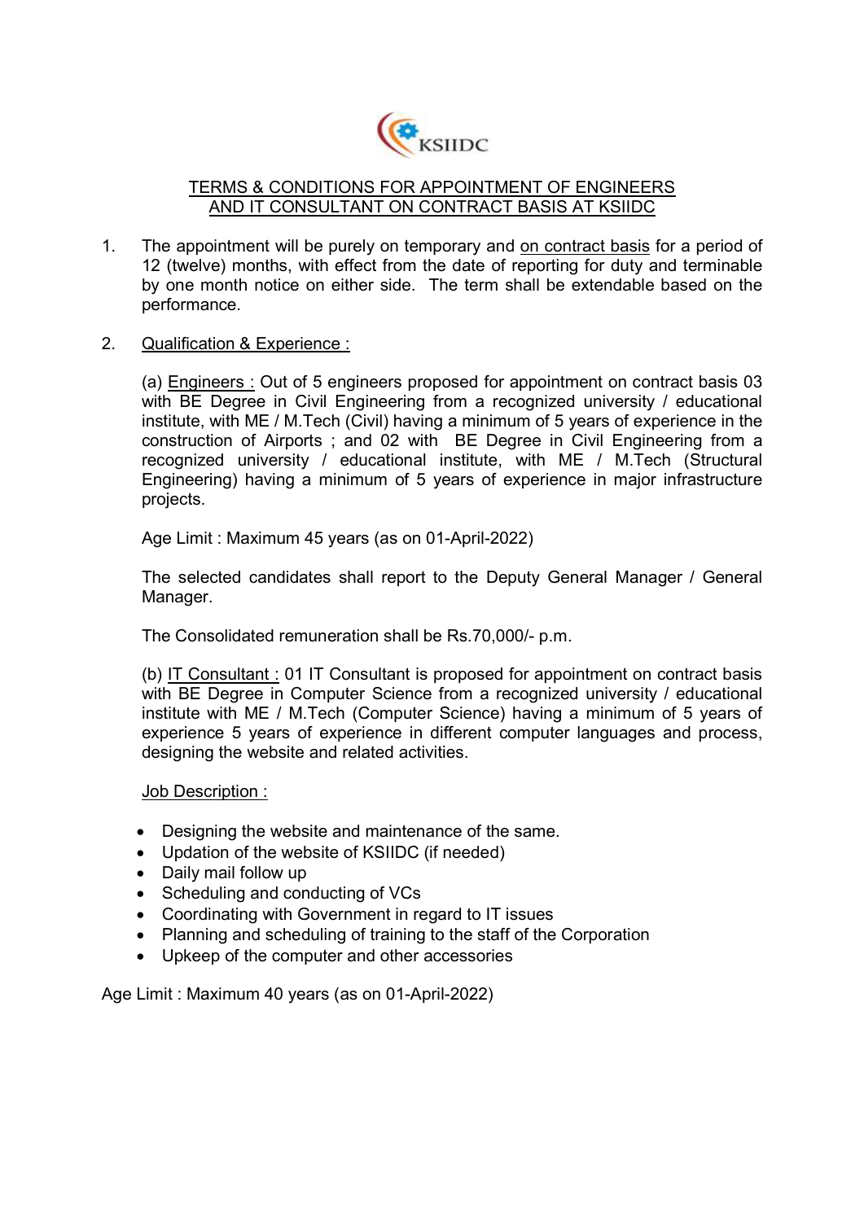KSIIDC

## TERMS & CONDITIONS FOR APPOINTMENT OF ENGINEERS AND IT CONSULTANT ON CONTRACT BASIS AT KSIIDC

1. The appointment will be purely on temporary and on contract basis for a period of 12 (twelve) months, with effect from the date of reporting for duty and terminable by one month notice on either side. The term shall be extendable based on the performance.

2. Qualification & Experience :

   (a) Engineers : Out of 5 engineers proposed for appointment on contract basis 03 with BE Degree in Civil Engineering from a recognized university / educational institute, with ME / M.Tech (Civil) having a minimum of 5 years of experience in the construction of Airports ; and 02 with BE Degree in Civil Engineering from a recognized university / educational institute, with ME / M.Tech (Structural Engineering) having a minimum of 5 years of experience in major infrastructure projects.

   Age Limit : Maximum 45 years (as on 01-April-2022)

   The selected candidates shall report to the Deputy General Manager / General Manager.

   The Consolidated remuneration shall be Rs.70,000/- p.m.

   (b) IT Consultant : 01 IT Consultant is proposed for appointment on contract basis with BE Degree in Computer Science from a recognized university / educational institute with ME / M.Tech (Computer Science) having a minimum of 5 years of experience 5 years of experience in different computer languages and process, designing the website and related activities.

   Job Description :

   - Designing the website and maintenance of the same.
   - Updation of the website of KSIIDC (if needed)
   - Daily mail follow up
   - Scheduling and conducting of VCs
   - Coordinating with Government in regard to IT issues
   - Planning and scheduling of training to the staff of the Corporation
   - Upkeep of the computer and other accessories

Age Limit : Maximum 40 years (as on 01-April-2022)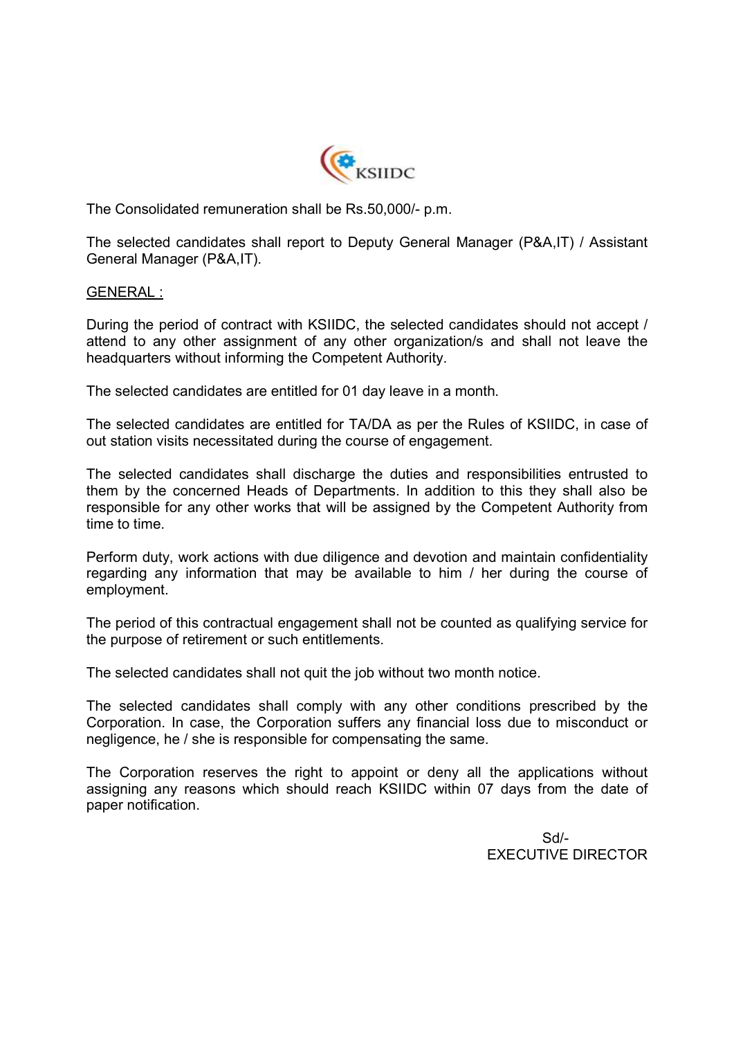KSIIDC

The Consolidated remuneration shall be Rs.50,000/- p.m.

The selected candidates shall report to Deputy General Manager (P&A,IT) / Assistant General Manager (P&A,IT).

<u>GENERAL :</u>

During the period of contract with KSIIDC, the selected candidates should not accept / attend to any other assignment of any other organization/s and shall not leave the headquarters without informing the Competent Authority.

The selected candidates are entitled for 01 day leave in a month.

The selected candidates are entitled for TA/DA as per the Rules of KSIIDC, in case of out station visits necessitated during the course of engagement.

The selected candidates shall discharge the duties and responsibilities entrusted to them by the concerned Heads of Departments. In addition to this they shall also be responsible for any other works that will be assigned by the Competent Authority from time to time.

Perform duty, work actions with due diligence and devotion and maintain confidentiality regarding any information that may be available to him / her during the course of employment.

The period of this contractual engagement shall not be counted as qualifying service for the purpose of retirement or such entitlements.

The selected candidates shall not quit the job without two month notice.

The selected candidates shall comply with any other conditions prescribed by the Corporation. In case, the Corporation suffers any financial loss due to misconduct or negligence, he / she is responsible for compensating the same.

The Corporation reserves the right to appoint or deny all the applications without assigning any reasons which should reach KSIIDC within 07 days from the date of paper notification.

Sd/-
EXECUTIVE DIRECTOR